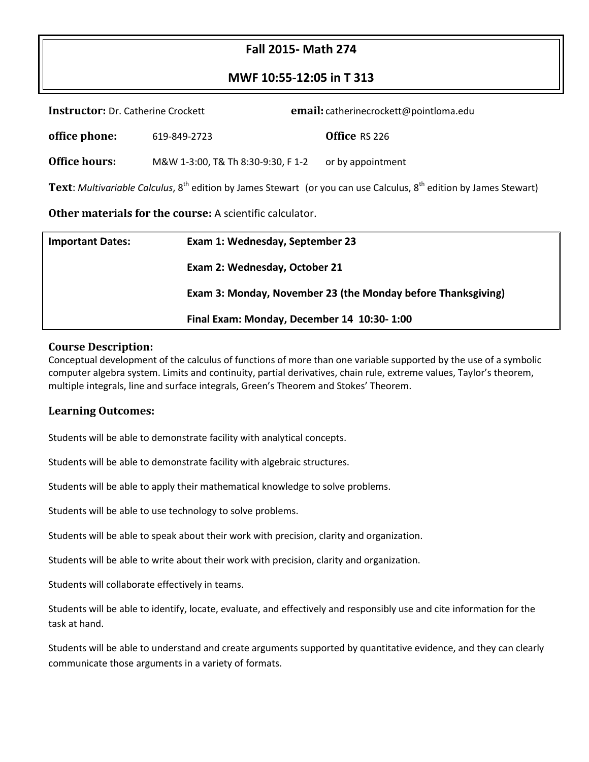# Fall 2015- Math 274

## MWF 10:55-12:05 in T 313

**Instructor:** Dr. Catherine Crockett **email:** catherinecrockett@pointloma.edu

**office phone:** 619-849-2723 **Office** RS 226

**Office hours:** M&W 1-3:00, T& Th 8:30-9:30, F 1-2 or by appointment

**Text**: *Multivariable Calculus*, 8th edition by James Stewart (or you can use Calculus, 8th edition by James Stewart)

**Other materials for the course:** A scientific calculator.

| **Important Dates:** | **Exam 1: Wednesday, September 23** |
|---|---|
| | **Exam 2: Wednesday, October 21** |
| | **Exam 3: Monday, November 23 (the Monday before Thanksgiving)** |
| | **Final Exam: Monday, December 14 10:30- 1:00** |

### Course Description:

Conceptual development of the calculus of functions of more than one variable supported by the use of a symbolic computer algebra system. Limits and continuity, partial derivatives, chain rule, extreme values, Taylor's theorem, multiple integrals, line and surface integrals, Green's Theorem and Stokes' Theorem.

### Learning Outcomes:

Students will be able to demonstrate facility with analytical concepts.

Students will be able to demonstrate facility with algebraic structures.

Students will be able to apply their mathematical knowledge to solve problems.

Students will be able to use technology to solve problems.

Students will be able to speak about their work with precision, clarity and organization.

Students will be able to write about their work with precision, clarity and organization.

Students will collaborate effectively in teams.

Students will be able to identify, locate, evaluate, and effectively and responsibly use and cite information for the task at hand.

Students will be able to understand and create arguments supported by quantitative evidence, and they can clearly communicate those arguments in a variety of formats.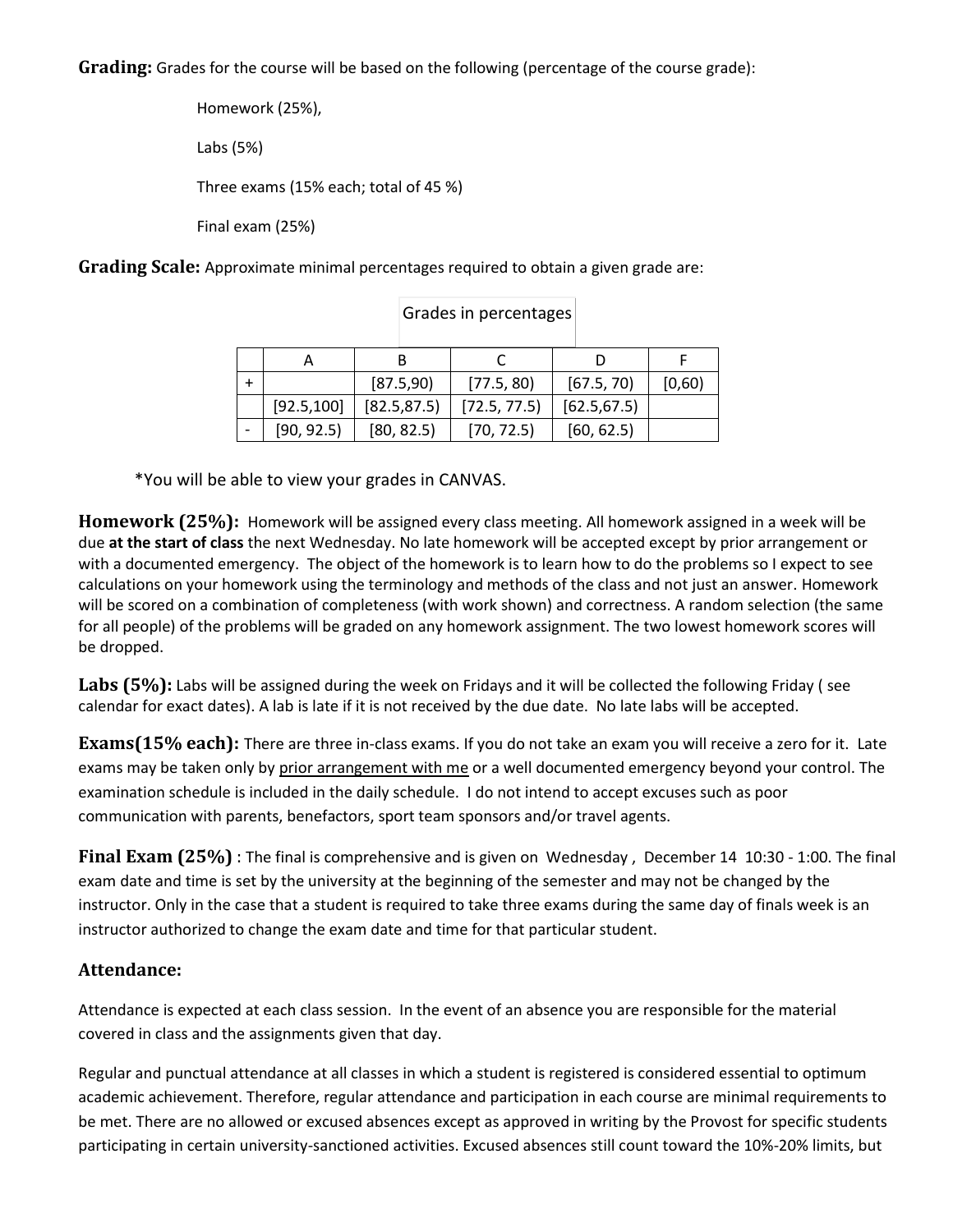**Grading:** Grades for the course will be based on the following (percentage of the course grade):

Homework (25%),

Labs (5%)

Three exams (15% each; total of 45 %)

Final exam (25%)

**Grading Scale:** Approximate minimal percentages required to obtain a given grade are:

Grades in percentages

| | A | B | C | D | F |
|---|---|---|---|---|---|
| + | | [87.5,90) | [77.5, 80) | [67.5, 70) | [0,60) |
| | [92.5,100] | [82.5,87.5) | [72.5, 77.5) | [62.5,67.5) | |
| - | [90, 92.5) | [80, 82.5) | [70, 72.5) | [60, 62.5) | |

*You will be able to view your grades in CANVAS.

**Homework (25%):** Homework will be assigned every class meeting. All homework assigned in a week will be due **at the start of class** the next Wednesday. No late homework will be accepted except by prior arrangement or with a documented emergency. The object of the homework is to learn how to do the problems so I expect to see calculations on your homework using the terminology and methods of the class and not just an answer. Homework will be scored on a combination of completeness (with work shown) and correctness. A random selection (the same for all people) of the problems will be graded on any homework assignment. The two lowest homework scores will be dropped.

**Labs (5%):** Labs will be assigned during the week on Fridays and it will be collected the following Friday ( see calendar for exact dates). A lab is late if it is not received by the due date. No late labs will be accepted.

**Exams(15% each):** There are three in-class exams. If you do not take an exam you will receive a zero for it. Late exams may be taken only by prior arrangement with me or a well documented emergency beyond your control. The examination schedule is included in the daily schedule. I do not intend to accept excuses such as poor communication with parents, benefactors, sport team sponsors and/or travel agents.

**Final Exam (25%)** : The final is comprehensive and is given on Wednesday , December 14 10:30 - 1:00. The final exam date and time is set by the university at the beginning of the semester and may not be changed by the instructor. Only in the case that a student is required to take three exams during the same day of finals week is an instructor authorized to change the exam date and time for that particular student.

## Attendance:

Attendance is expected at each class session. In the event of an absence you are responsible for the material covered in class and the assignments given that day.

Regular and punctual attendance at all classes in which a student is registered is considered essential to optimum academic achievement. Therefore, regular attendance and participation in each course are minimal requirements to be met. There are no allowed or excused absences except as approved in writing by the Provost for specific students participating in certain university-sanctioned activities. Excused absences still count toward the 10%-20% limits, but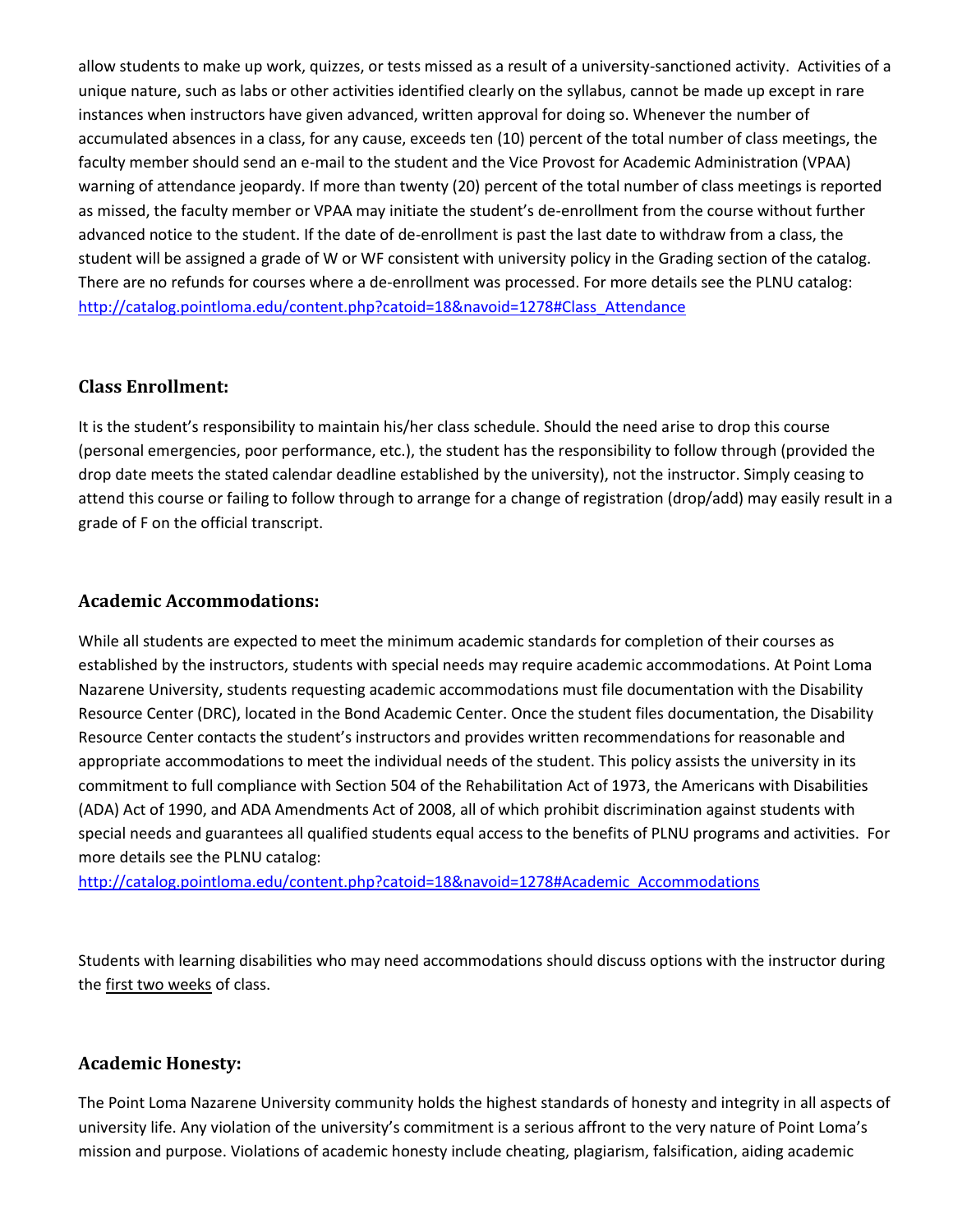allow students to make up work, quizzes, or tests missed as a result of a university-sanctioned activity. Activities of a unique nature, such as labs or other activities identified clearly on the syllabus, cannot be made up except in rare instances when instructors have given advanced, written approval for doing so. Whenever the number of accumulated absences in a class, for any cause, exceeds ten (10) percent of the total number of class meetings, the faculty member should send an e-mail to the student and the Vice Provost for Academic Administration (VPAA) warning of attendance jeopardy. If more than twenty (20) percent of the total number of class meetings is reported as missed, the faculty member or VPAA may initiate the student's de-enrollment from the course without further advanced notice to the student. If the date of de-enrollment is past the last date to withdraw from a class, the student will be assigned a grade of W or WF consistent with university policy in the Grading section of the catalog. There are no refunds for courses where a de-enrollment was processed. For more details see the PLNU catalog: [http://catalog.pointloma.edu/content.php?catoid=18&navoid=1278#Class_Attendance](http://catalog.pointloma.edu/content.php?catoid=18&navoid=1278#Class_Attendance)

## Class Enrollment:

It is the student's responsibility to maintain his/her class schedule. Should the need arise to drop this course (personal emergencies, poor performance, etc.), the student has the responsibility to follow through (provided the drop date meets the stated calendar deadline established by the university), not the instructor. Simply ceasing to attend this course or failing to follow through to arrange for a change of registration (drop/add) may easily result in a grade of F on the official transcript.

## Academic Accommodations:

While all students are expected to meet the minimum academic standards for completion of their courses as established by the instructors, students with special needs may require academic accommodations. At Point Loma Nazarene University, students requesting academic accommodations must file documentation with the Disability Resource Center (DRC), located in the Bond Academic Center. Once the student files documentation, the Disability Resource Center contacts the student's instructors and provides written recommendations for reasonable and appropriate accommodations to meet the individual needs of the student. This policy assists the university in its commitment to full compliance with Section 504 of the Rehabilitation Act of 1973, the Americans with Disabilities (ADA) Act of 1990, and ADA Amendments Act of 2008, all of which prohibit discrimination against students with special needs and guarantees all qualified students equal access to the benefits of PLNU programs and activities. For more details see the PLNU catalog:
[http://catalog.pointloma.edu/content.php?catoid=18&navoid=1278#Academic_Accommodations](http://catalog.pointloma.edu/content.php?catoid=18&navoid=1278#Academic_Accommodations)

Students with learning disabilities who may need accommodations should discuss options with the instructor during the <u>first two weeks</u> of class.

## Academic Honesty:

The Point Loma Nazarene University community holds the highest standards of honesty and integrity in all aspects of university life. Any violation of the university's commitment is a serious affront to the very nature of Point Loma's mission and purpose. Violations of academic honesty include cheating, plagiarism, falsification, aiding academic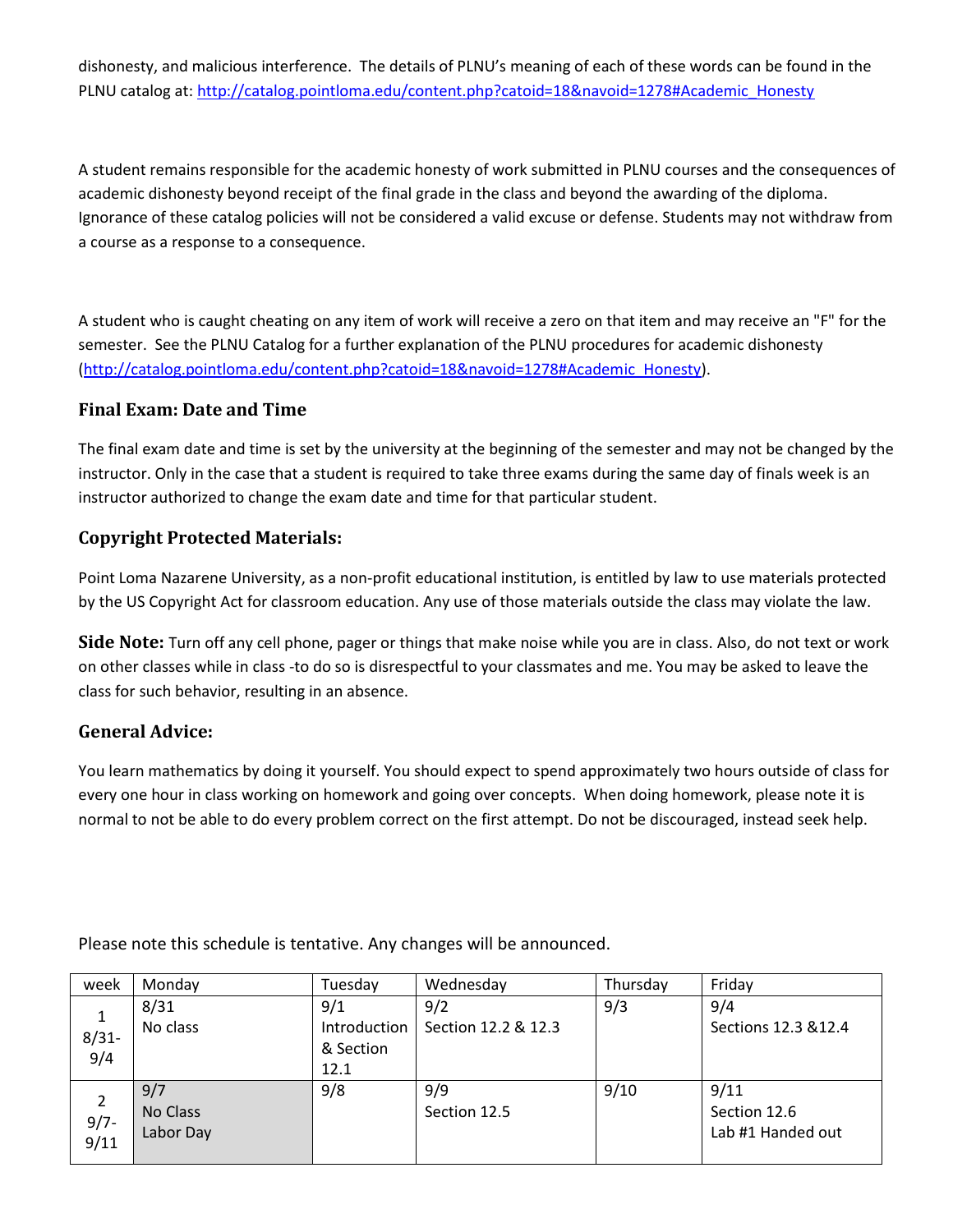dishonesty, and malicious interference. The details of PLNU's meaning of each of these words can be found in the PLNU catalog at: http://catalog.pointloma.edu/content.php?catoid=18&navoid=1278#Academic_Honesty

A student remains responsible for the academic honesty of work submitted in PLNU courses and the consequences of academic dishonesty beyond receipt of the final grade in the class and beyond the awarding of the diploma. Ignorance of these catalog policies will not be considered a valid excuse or defense. Students may not withdraw from a course as a response to a consequence.

A student who is caught cheating on any item of work will receive a zero on that item and may receive an "F" for the semester. See the PLNU Catalog for a further explanation of the PLNU procedures for academic dishonesty (http://catalog.pointloma.edu/content.php?catoid=18&navoid=1278#Academic_Honesty).

## Final Exam: Date and Time

The final exam date and time is set by the university at the beginning of the semester and may not be changed by the instructor. Only in the case that a student is required to take three exams during the same day of finals week is an instructor authorized to change the exam date and time for that particular student.

## Copyright Protected Materials:

Point Loma Nazarene University, as a non-profit educational institution, is entitled by law to use materials protected by the US Copyright Act for classroom education. Any use of those materials outside the class may violate the law.

**Side Note:** Turn off any cell phone, pager or things that make noise while you are in class. Also, do not text or work on other classes while in class -to do so is disrespectful to your classmates and me. You may be asked to leave the class for such behavior, resulting in an absence.

## General Advice:

You learn mathematics by doing it yourself. You should expect to spend approximately two hours outside of class for every one hour in class working on homework and going over concepts. When doing homework, please note it is normal to not be able to do every problem correct on the first attempt. Do not be discouraged, instead seek help.

Please note this schedule is tentative. Any changes will be announced.

| week | Monday | Tuesday | Wednesday | Thursday | Friday |
|---|---|---|---|---|---|
| 1 8/31-9/4 | 8/31 No class | 9/1 Introduction & Section 12.1 | 9/2 Section 12.2 & 12.3 | 9/3 | 9/4 Sections 12.3 &12.4 |
| 2 9/7-9/11 | 9/7 No Class Labor Day | 9/8 | 9/9 Section 12.5 | 9/10 | 9/11 Section 12.6 Lab #1 Handed out |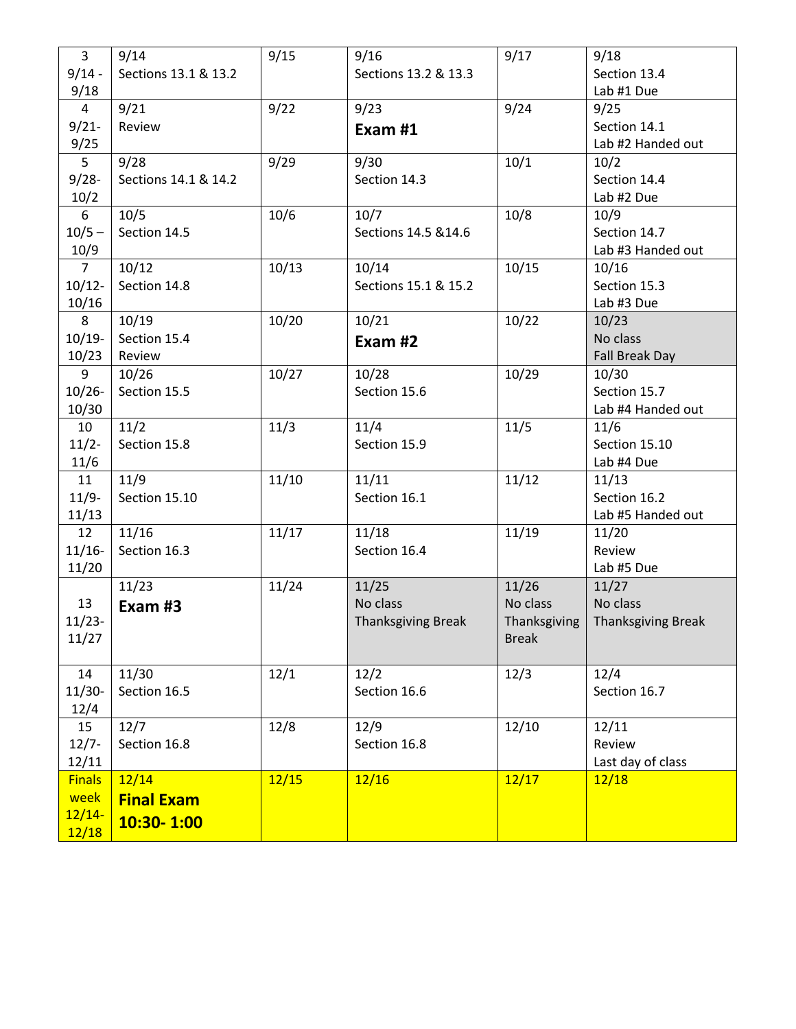| | | | | | |
|---|---|---|---|---|---|
| 3<br>9/14 - 9/18 | 9/14<br>Sections 13.1 & 13.2 | 9/15 | 9/16<br>Sections 13.2 & 13.3 | 9/17 | 9/18<br>Section 13.4<br>Lab #1 Due |
| 4<br>9/21- 9/25 | 9/21<br>Review | 9/22 | 9/23<br>**Exam #1** | 9/24 | 9/25<br>Section 14.1<br>Lab #2 Handed out |
| 5<br>9/28- 10/2 | 9/28<br>Sections 14.1 & 14.2 | 9/29 | 9/30<br>Section 14.3 | 10/1 | 10/2<br>Section 14.4<br>Lab #2 Due |
| 6<br>10/5 – 10/9 | 10/5<br>Section 14.5 | 10/6 | 10/7<br>Sections 14.5 &14.6 | 10/8 | 10/9<br>Section 14.7<br>Lab #3 Handed out |
| 7<br>10/12- 10/16 | 10/12<br>Section 14.8 | 10/13 | 10/14<br>Sections 15.1 & 15.2 | 10/15 | 10/16<br>Section 15.3<br>Lab #3 Due |
| 8<br>10/19- 10/23 | 10/19<br>Section 15.4<br>Review | 10/20 | 10/21<br>**Exam #2** | 10/22 | 10/23<br>No class<br>Fall Break Day |
| 9<br>10/26- 10/30 | 10/26<br>Section 15.5 | 10/27 | 10/28<br>Section 15.6 | 10/29 | 10/30<br>Section 15.7<br>Lab #4 Handed out |
| 10<br>11/2- 11/6 | 11/2<br>Section 15.8 | 11/3 | 11/4<br>Section 15.9 | 11/5 | 11/6<br>Section 15.10<br>Lab #4 Due |
| 11<br>11/9- 11/13 | 11/9<br>Section 15.10 | 11/10 | 11/11<br>Section 16.1 | 11/12 | 11/13<br>Section 16.2<br>Lab #5 Handed out |
| 12<br>11/16- 11/20 | 11/16<br>Section 16.3 | 11/17 | 11/18<br>Section 16.4 | 11/19 | 11/20<br>Review<br>Lab #5 Due |
| 13<br>11/23- 11/27 | 11/23<br>**Exam #3** | 11/24 | 11/25<br>No class<br>Thanksgiving Break | 11/26<br>No class<br>Thanksgiving Break | 11/27<br>No class<br>Thanksgiving Break |
| 14<br>11/30- 12/4 | 11/30<br>Section 16.5 | 12/1 | 12/2<br>Section 16.6 | 12/3 | 12/4<br>Section 16.7 |
| 15<br>12/7- 12/11 | 12/7<br>Section 16.8 | 12/8 | 12/9<br>Section 16.8 | 12/10 | 12/11<br>Review<br>Last day of class |
| Finals week<br>12/14- 12/18 | 12/14<br>**Final Exam**<br>**10:30- 1:00** | 12/15 | 12/16 | 12/17 | 12/18 |